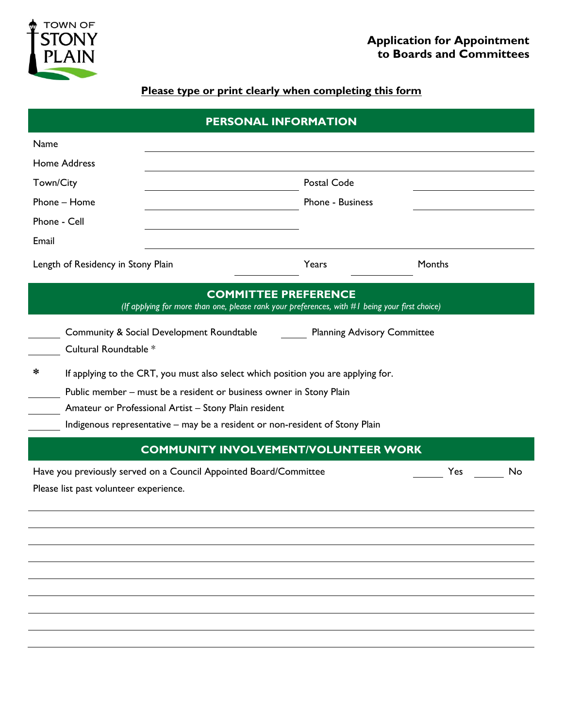TOWN OF STONY PLAIN

# Application for Appointment to Boards and Committees

**Please type or print clearly when completing this form**

## PERSONAL INFORMATION

Name ______________________________

Home Address ______________________________

Town/City ______________ Postal Code ______________

Phone – Home ______________ Phone - Business ______________

Phone - Cell ______________

Email ______________________________

Length of Residency in Stony Plain ______ Years ______ Months

## COMMITTEE PREFERENCE

*(If applying for more than one, please rank your preferences, with #1 being your first choice)*

_____ Community & Social Development Roundtable

_____ Planning Advisory Committee

_____ Cultural Roundtable *

\* If applying to the CRT, you must also select which position you are applying for.

_____ Public member – must be a resident or business owner in Stony Plain

_____ Amateur or Professional Artist – Stony Plain resident

_____ Indigenous representative – may be a resident or non-resident of Stony Plain

## COMMUNITY INVOLVEMENT/VOLUNTEER WORK

Have you previously served on a Council Appointed Board/Committee _____ Yes _____ No

Please list past volunteer experience.

______________________________

______________________________

______________________________

______________________________

______________________________

______________________________

______________________________

______________________________

______________________________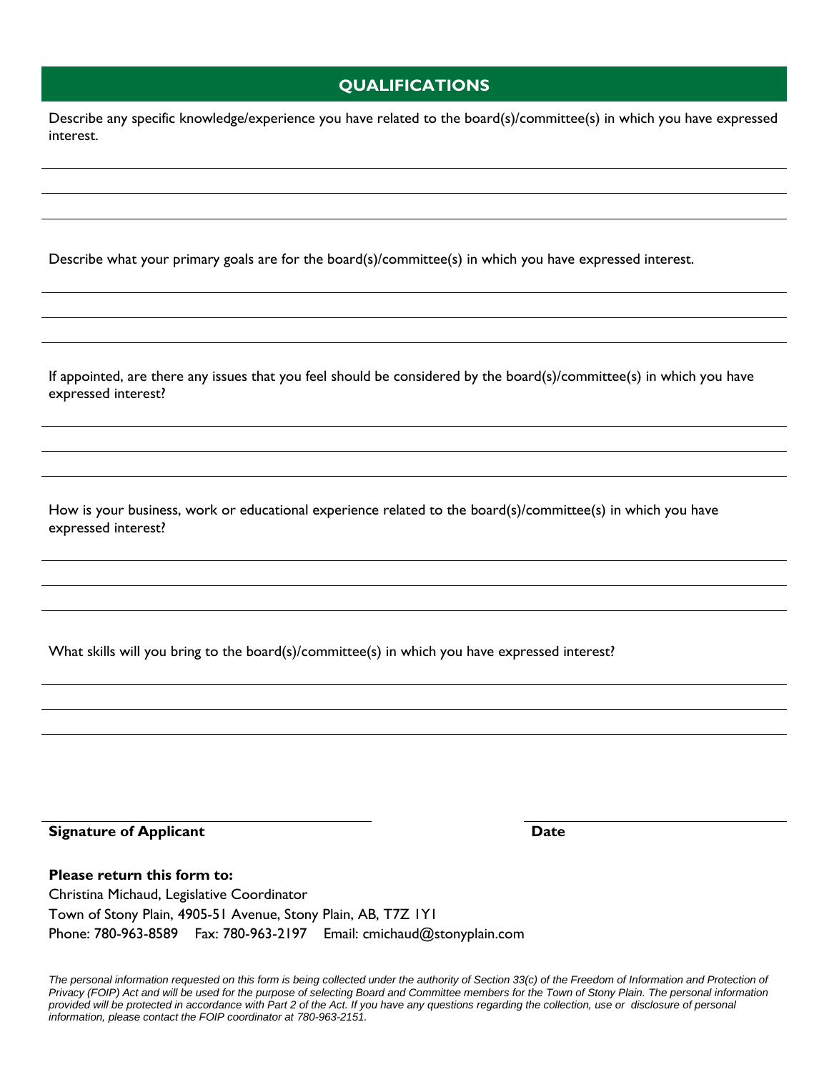## QUALIFICATIONS

Describe any specific knowledge/experience you have related to the board(s)/committee(s) in which you have expressed interest.

Describe what your primary goals are for the board(s)/committee(s) in which you have expressed interest.

If appointed, are there any issues that you feel should be considered by the board(s)/committee(s) in which you have expressed interest?

How is your business, work or educational experience related to the board(s)/committee(s) in which you have expressed interest?

What skills will you bring to the board(s)/committee(s) in which you have expressed interest?

**Signature of Applicant** **Date**

**Please return this form to:**
Christina Michaud, Legislative Coordinator
Town of Stony Plain, 4905-51 Avenue, Stony Plain, AB, T7Z 1Y1
Phone: 780-963-8589 Fax: 780-963-2197 Email: cmichaud@stonyplain.com

*The personal information requested on this form is being collected under the authority of Section 33(c) of the Freedom of Information and Protection of Privacy (FOIP) Act and will be used for the purpose of selecting Board and Committee members for the Town of Stony Plain. The personal information provided will be protected in accordance with Part 2 of the Act. If you have any questions regarding the collection, use or disclosure of personal information, please contact the FOIP coordinator at 780-963-2151.*